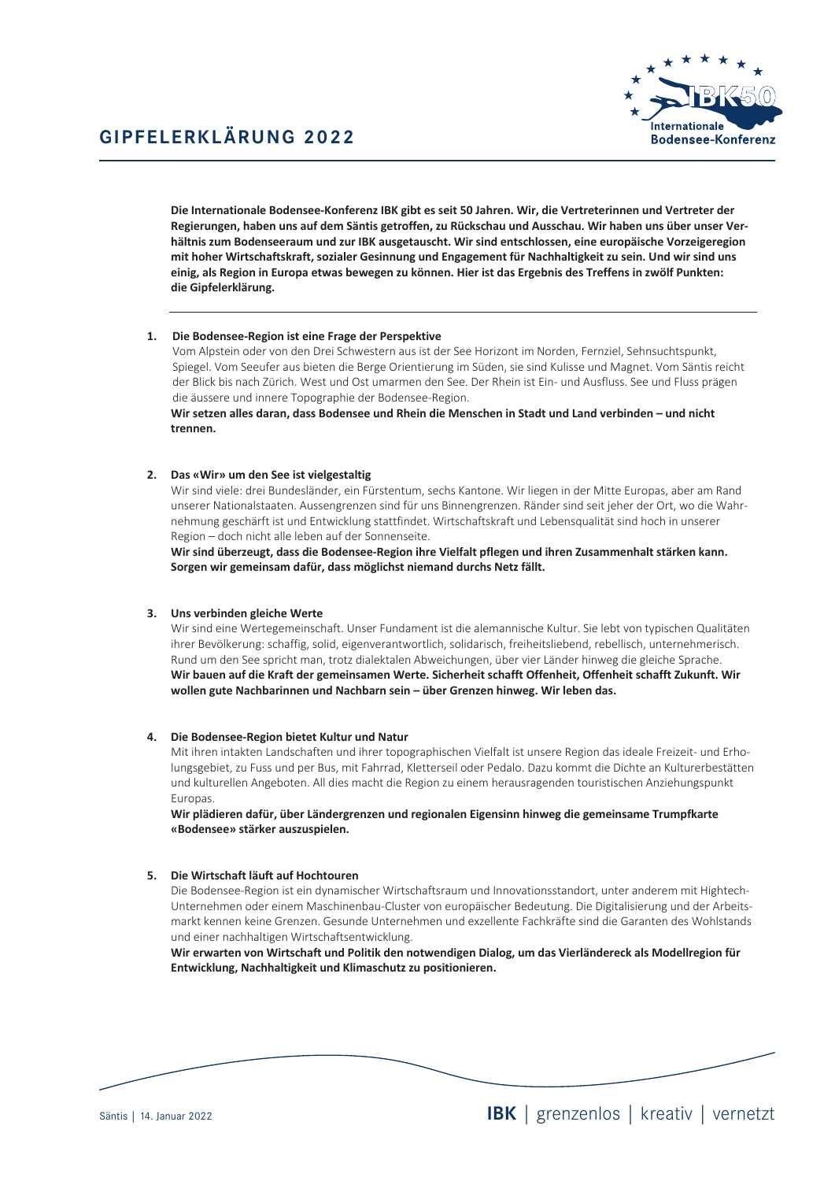# GIPFELERKLÄRUNG 2022

**Die Internationale Bodensee-Konferenz IBK gibt es seit 50 Jahren. Wir, die Vertreterinnen und Vertreter der Regierungen, haben uns auf dem Säntis getroffen, zu Rückschau und Ausschau. Wir haben uns über unser Verhältnis zum Bodenseeraum und zur IBK ausgetauscht. Wir sind entschlossen, eine europäische Vorzeigeregion mit hoher Wirtschaftskraft, sozialer Gesinnung und Engagement für Nachhaltigkeit zu sein. Und wir sind uns einig, als Region in Europa etwas bewegen zu können. Hier ist das Ergebnis des Treffens in zwölf Punkten: die Gipfelerklärung.**

---

1. **Die Bodensee-Region ist eine Frage der Perspektive**
   Vom Alpstein oder von den Drei Schwestern aus ist der See Horizont im Norden, Fernziel, Sehnsuchtspunkt, Spiegel. Vom Seeufer aus bieten die Berge Orientierung im Süden, sie sind Kulisse und Magnet. Vom Säntis reicht der Blick bis nach Zürich. West und Ost umarmen den See. Der Rhein ist Ein- und Ausfluss. See und Fluss prägen die äussere und innere Topographie der Bodensee-Region.
   **Wir setzen alles daran, dass Bodensee und Rhein die Menschen in Stadt und Land verbinden – und nicht trennen.**

2. **Das «Wir» um den See ist vielgestaltig**
   Wir sind viele: drei Bundesländer, ein Fürstentum, sechs Kantone. Wir liegen in der Mitte Europas, aber am Rand unserer Nationalstaaten. Aussengrenzen sind für uns Binnengrenzen. Ränder sind seit jeher der Ort, wo die Wahrnehmung geschärft ist und Entwicklung stattfindet. Wirtschaftskraft und Lebensqualität sind hoch in unserer Region – doch nicht alle leben auf der Sonnenseite.
   **Wir sind überzeugt, dass die Bodensee-Region ihre Vielfalt pflegen und ihren Zusammenhalt stärken kann. Sorgen wir gemeinsam dafür, dass möglichst niemand durchs Netz fällt.**

3. **Uns verbinden gleiche Werte**
   Wir sind eine Wertegemeinschaft. Unser Fundament ist die alemannische Kultur. Sie lebt von typischen Qualitäten ihrer Bevölkerung: schaffig, solid, eigenverantwortlich, solidarisch, freiheitsliebend, rebellisch, unternehmerisch. Rund um den See spricht man, trotz dialektalen Abweichungen, über vier Länder hinweg die gleiche Sprache.
   **Wir bauen auf die Kraft der gemeinsamen Werte. Sicherheit schafft Offenheit, Offenheit schafft Zukunft. Wir wollen gute Nachbarinnen und Nachbarn sein – über Grenzen hinweg. Wir leben das.**

4. **Die Bodensee-Region bietet Kultur und Natur**
   Mit ihren intakten Landschaften und ihrer topographischen Vielfalt ist unsere Region das ideale Freizeit- und Erholungsgebiet, zu Fuss und per Bus, mit Fahrrad, Kletterseil oder Pedalo. Dazu kommt die Dichte an Kulturerbestätten und kulturellen Angeboten. All dies macht die Region zu einem herausragenden touristischen Anziehungspunkt Europas.
   **Wir plädieren dafür, über Ländergrenzen und regionalen Eigensinn hinweg die gemeinsame Trumpfkarte «Bodensee» stärker auszuspielen.**

5. **Die Wirtschaft läuft auf Hochtouren**
   Die Bodensee-Region ist ein dynamischer Wirtschaftsraum und Innovationsstandort, unter anderem mit Hightech-Unternehmen oder einem Maschinenbau-Cluster von europäischer Bedeutung. Die Digitalisierung und der Arbeitsmarkt kennen keine Grenzen. Gesunde Unternehmen und exzellente Fachkräfte sind die Garanten des Wohlstands und einer nachhaltigen Wirtschaftsentwicklung.
   **Wir erwarten von Wirtschaft und Politik den notwendigen Dialog, um das Vierländereck als Modellregion für Entwicklung, Nachhaltigkeit und Klimaschutz zu positionieren.**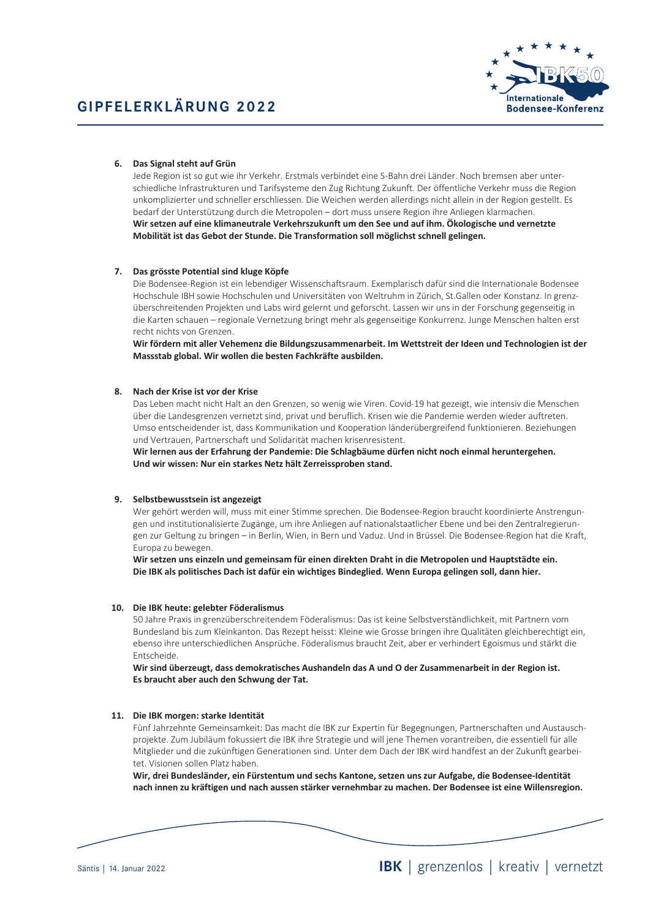6. **Das Signal steht auf Grün**

   Jede Region ist so gut wie ihr Verkehr. Erstmals verbindet eine S-Bahn drei Länder. Noch bremsen aber unterschiedliche Infrastrukturen und Tarifsysteme den Zug Richtung Zukunft. Der öffentliche Verkehr muss die Region unkomplizierter und schneller erschliessen. Die Weichen werden allerdings nicht allein in der Region gestellt. Es bedarf der Unterstützung durch die Metropolen – dort muss unsere Region ihre Anliegen klarmachen.
   **Wir setzen auf eine klimaneutrale Verkehrszukunft um den See und auf ihm. Ökologische und vernetzte Mobilität ist das Gebot der Stunde. Die Transformation soll möglichst schnell gelingen.**

7. **Das grösste Potential sind kluge Köpfe**

   Die Bodensee-Region ist ein lebendiger Wissenschaftsraum. Exemplarisch dafür sind die Internationale Bodensee Hochschule IBH sowie Hochschulen und Universitäten von Weltruhm in Zürich, St.Gallen oder Konstanz. In grenzüberschreitenden Projekten und Labs wird gelernt und geforscht. Lassen wir uns in der Forschung gegenseitig in die Karten schauen – regionale Vernetzung bringt mehr als gegenseitige Konkurrenz. Junge Menschen halten erst recht nichts von Grenzen.
   **Wir fördern mit aller Vehemenz die Bildungszusammenarbeit. Im Wettstreit der Ideen und Technologien ist der Massstab global. Wir wollen die besten Fachkräfte ausbilden.**

8. **Nach der Krise ist vor der Krise**

   Das Leben macht nicht Halt an den Grenzen, so wenig wie Viren. Covid-19 hat gezeigt, wie intensiv die Menschen über die Landesgrenzen vernetzt sind, privat und beruflich. Krisen wie die Pandemie werden wieder auftreten. Umso entscheidender ist, dass Kommunikation und Kooperation länderübergreifend funktionieren. Beziehungen und Vertrauen, Partnerschaft und Solidarität machen krisenresistent.
   **Wir lernen aus der Erfahrung der Pandemie: Die Schlagbäume dürfen nicht noch einmal heruntergehen. Und wir wissen: Nur ein starkes Netz hält Zerreissproben stand.**

9. **Selbstbewusstsein ist angezeigt**

   Wer gehört werden will, muss mit einer Stimme sprechen. Die Bodensee-Region braucht koordinierte Anstrengungen und institutionalisierte Zugänge, um ihre Anliegen auf nationalstaatlicher Ebene und bei den Zentralregierungen zur Geltung zu bringen – in Berlin, Wien, in Bern und Vaduz. Und in Brüssel. Die Bodensee-Region hat die Kraft, Europa zu bewegen.
   **Wir setzen uns einzeln und gemeinsam für einen direkten Draht in die Metropolen und Hauptstädte ein. Die IBK als politisches Dach ist dafür ein wichtiges Bindeglied. Wenn Europa gelingen soll, dann hier.**

10. **Die IBK heute: gelebter Föderalismus**

    50 Jahre Praxis in grenzüberschreitendem Föderalismus: Das ist keine Selbstverständlichkeit, mit Partnern vom Bundesland bis zum Kleinkanton. Das Rezept heisst: Kleine wie Grosse bringen ihre Qualitäten gleichberechtigt ein, ebenso ihre unterschiedlichen Ansprüche. Föderalismus braucht Zeit, aber er verhindert Egoismus und stärkt die Entscheide.
    **Wir sind überzeugt, dass demokratisches Aushandeln das A und O der Zusammenarbeit in der Region ist. Es braucht aber auch den Schwung der Tat.**

11. **Die IBK morgen: starke Identität**

    Fünf Jahrzehnte Gemeinsamkeit: Das macht die IBK zur Expertin für Begegnungen, Partnerschaften und Austauschprojekte. Zum Jubiläum fokussiert die IBK ihre Strategie und will jene Themen vorantreiben, die essentiell für alle Mitglieder und die zukünftigen Generationen sind. Unter dem Dach der IBK wird handfest an der Zukunft gearbeitet. Visionen sollen Platz haben.
    **Wir, drei Bundesländer, ein Fürstentum und sechs Kantone, setzen uns zur Aufgabe, die Bodensee-Identität nach innen zu kräftigen und nach aussen stärker vernehmbar zu machen. Der Bodensee ist eine Willensregion.**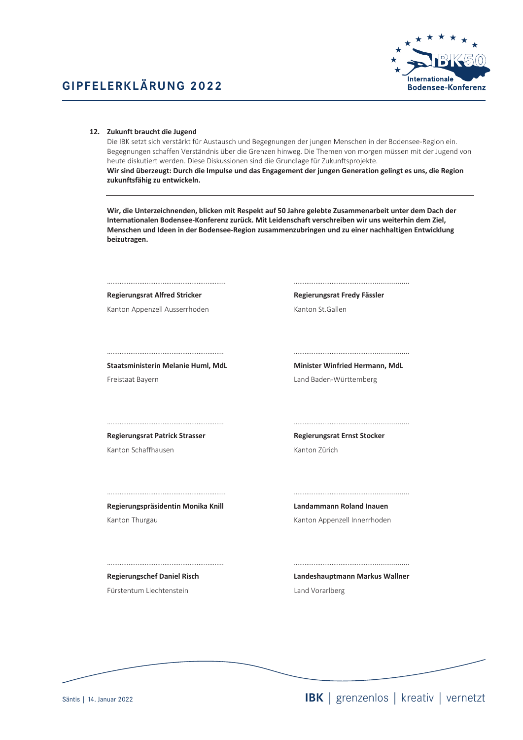**12. Zukunft braucht die Jugend**

Die IBK setzt sich verstärkt für Austausch und Begegnungen der jungen Menschen in der Bodensee-Region ein. Begegnungen schaffen Verständnis über die Grenzen hinweg. Die Themen von morgen müssen mit der Jugend von heute diskutiert werden. Diese Diskussionen sind die Grundlage für Zukunftsprojekte.

**Wir sind überzeugt: Durch die Impulse und das Engagement der jungen Generation gelingt es uns, die Region zukunftsfähig zu entwickeln.**

---

**Wir, die Unterzeichnenden, blicken mit Respekt auf 50 Jahre gelebte Zusammenarbeit unter dem Dach der Internationalen Bodensee-Konferenz zurück. Mit Leidenschaft verschreiben wir uns weiterhin dem Ziel, Menschen und Ideen in der Bodensee-Region zusammenzubringen und zu einer nachhaltigen Entwicklung beizutragen.**

..........................................................

**Regierungsrat Alfred Stricker**
Kanton Appenzell Ausserrhoden

..........................................................

**Regierungsrat Fredy Fässler**
Kanton St.Gallen

..........................................................

**Staatsministerin Melanie Huml, MdL**
Freistaat Bayern

..........................................................

**Minister Winfried Hermann, MdL**
Land Baden-Württemberg

..........................................................

**Regierungsrat Patrick Strasser**
Kanton Schaffhausen

..........................................................

**Regierungsrat Ernst Stocker**
Kanton Zürich

..........................................................

**Regierungspräsidentin Monika Knill**
Kanton Thurgau

..........................................................

**Landammann Roland Inauen**
Kanton Appenzell Innerrhoden

..........................................................

**Regierungschef Daniel Risch**
Fürstentum Liechtenstein

..........................................................

**Landeshauptmann Markus Wallner**
Land Vorarlberg

Säntis | 14. Januar 2022